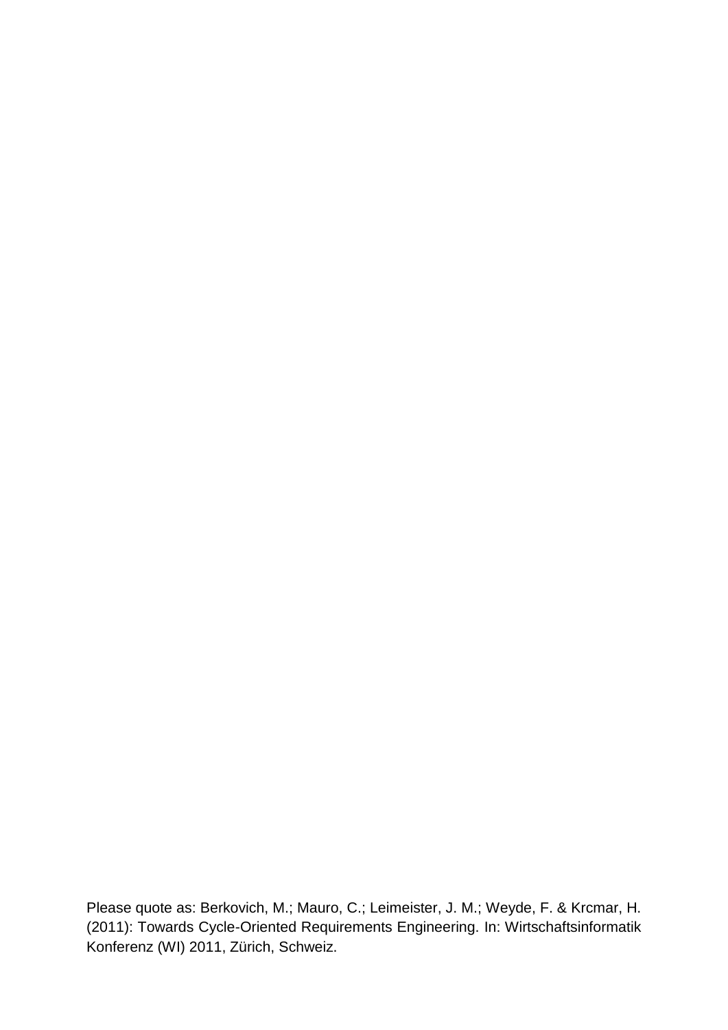Please quote as: Berkovich, M.; Mauro, C.; Leimeister, J. M.; Weyde, F. & Krcmar, H. (2011): Towards Cycle-Oriented Requirements Engineering. In: Wirtschaftsinformatik Konferenz (WI) 2011, Zürich, Schweiz.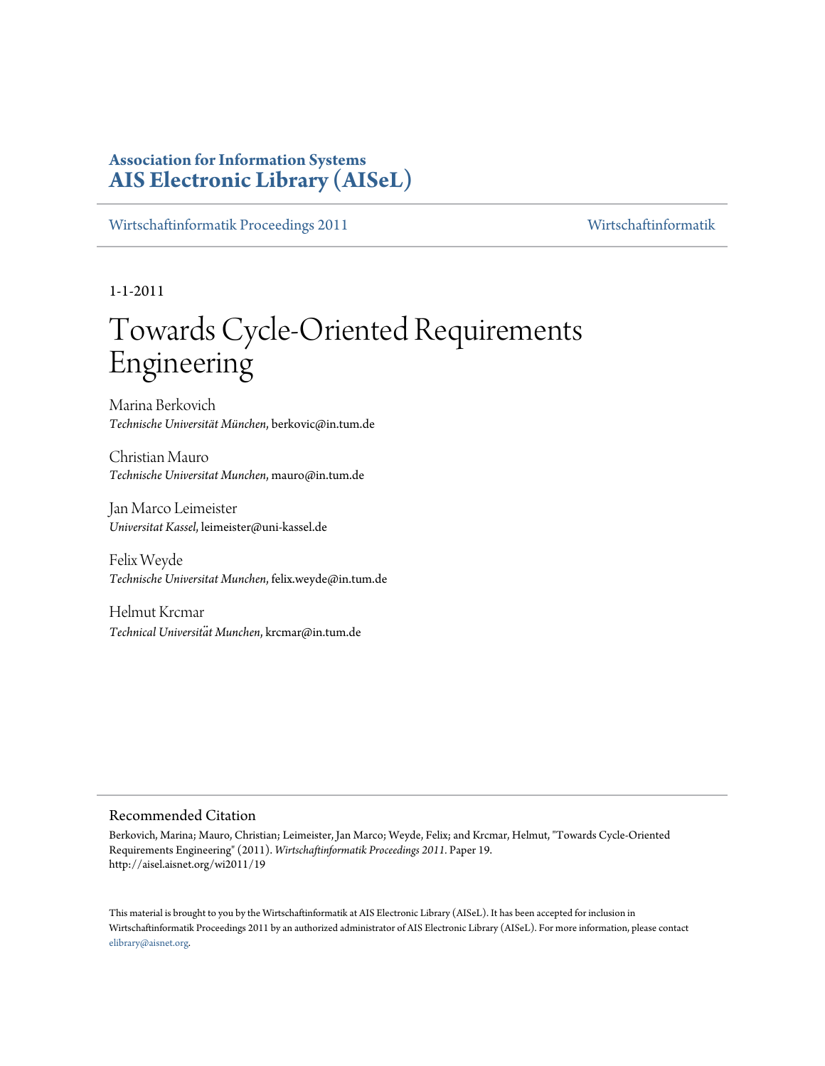# Association for Information Systems
# AIS Electronic Library (AISeL)

Wirtschaftinformatik Proceedings 2011 | Wirtschaftinformatik

1-1-2011

# Towards Cycle-Oriented Requirements Engineering

Marina Berkovich
*Technische Universität München*, berkovic@in.tum.de

Christian Mauro
*Technische Universitat Munchen*, mauro@in.tum.de

Jan Marco Leimeister
*Universitat Kassel*, leimeister@uni-kassel.de

Felix Weyde
*Technische Universitat Munchen*, felix.weyde@in.tum.de

Helmut Krcmar
*Technical Universität Munchen*, krcmar@in.tum.de

## Recommended Citation

Berkovich, Marina; Mauro, Christian; Leimeister, Jan Marco; Weyde, Felix; and Krcmar, Helmut, "Towards Cycle-Oriented Requirements Engineering" (2011). *Wirtschaftinformatik Proceedings 2011*. Paper 19.
http://aisel.aisnet.org/wi2011/19

This material is brought to you by the Wirtschaftinformatik at AIS Electronic Library (AISeL). It has been accepted for inclusion in Wirtschaftinformatik Proceedings 2011 by an authorized administrator of AIS Electronic Library (AISeL). For more information, please contact elibrary@aisnet.org.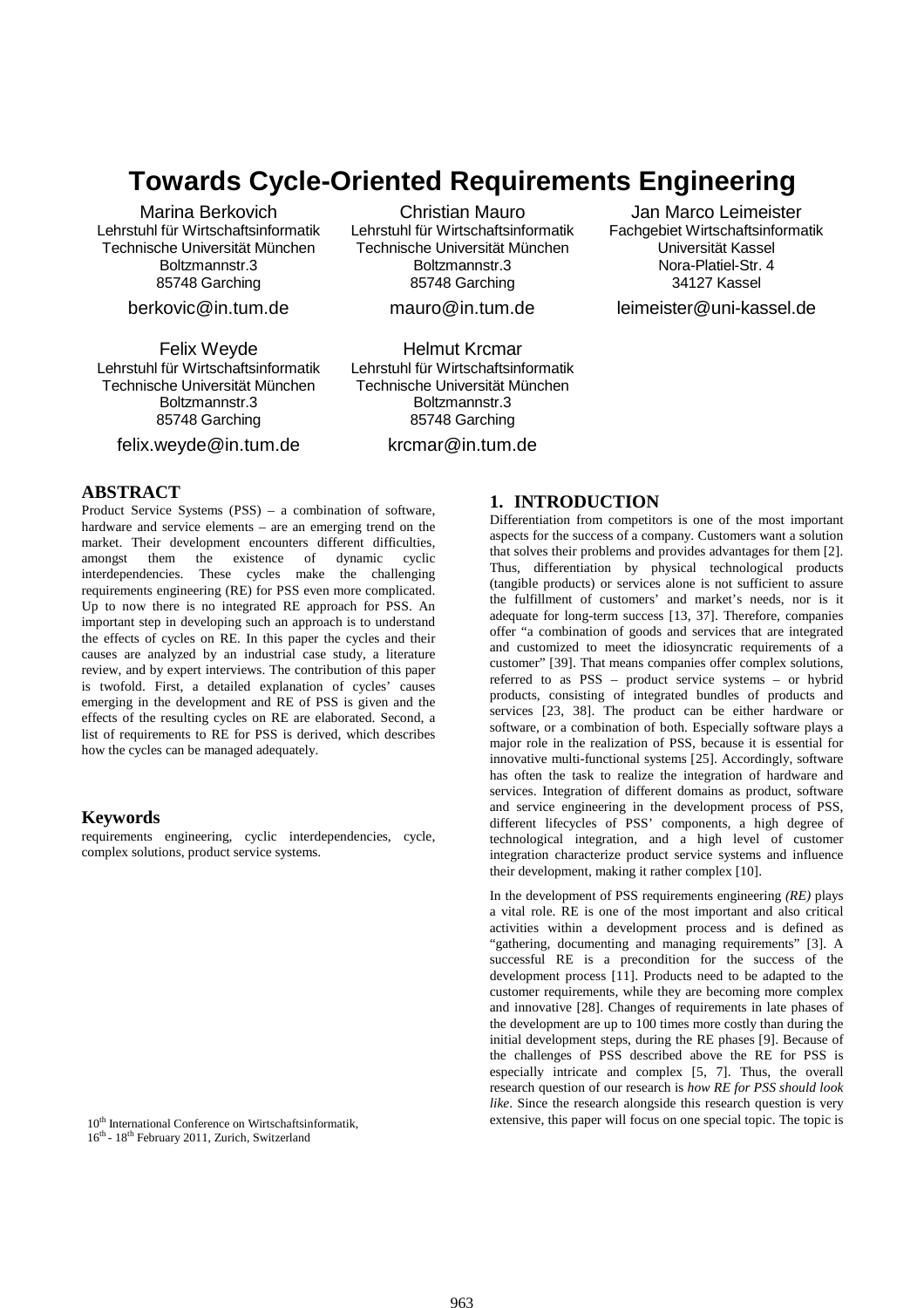# Towards Cycle-Oriented Requirements Engineering

Marina Berkovich
Lehrstuhl für Wirtschaftsinformatik
Technische Universität München
Boltzmannstr.3
85748 Garching
berkovic@in.tum.de

Christian Mauro
Lehrstuhl für Wirtschaftsinformatik
Technische Universität München
Boltzmannstr.3
85748 Garching
mauro@in.tum.de

Jan Marco Leimeister
Fachgebiet Wirtschaftsinformatik
Universität Kassel
Nora-Platiel-Str. 4
34127 Kassel
leimeister@uni-kassel.de

Felix Weyde
Lehrstuhl für Wirtschaftsinformatik
Technische Universität München
Boltzmannstr.3
85748 Garching
felix.weyde@in.tum.de

Helmut Krcmar
Lehrstuhl für Wirtschaftsinformatik
Technische Universität München
Boltzmannstr.3
85748 Garching
krcmar@in.tum.de

## ABSTRACT

Product Service Systems (PSS) – a combination of software, hardware and service elements – are an emerging trend on the market. Their development encounters different difficulties, amongst them the existence of dynamic cyclic interdependencies. These cycles make the challenging requirements engineering (RE) for PSS even more complicated. Up to now there is no integrated RE approach for PSS. An important step in developing such an approach is to understand the effects of cycles on RE. In this paper the cycles and their causes are analyzed by an industrial case study, a literature review, and by expert interviews. The contribution of this paper is twofold. First, a detailed explanation of cycles' causes emerging in the development and RE of PSS is given and the effects of the resulting cycles on RE are elaborated. Second, a list of requirements to RE for PSS is derived, which describes how the cycles can be managed adequately.

## Keywords

requirements engineering, cyclic interdependencies, cycle, complex solutions, product service systems.

10th International Conference on Wirtschaftsinformatik,
16th - 18th February 2011, Zurich, Switzerland

## 1. INTRODUCTION

Differentiation from competitors is one of the most important aspects for the success of a company. Customers want a solution that solves their problems and provides advantages for them [2]. Thus, differentiation by physical technological products (tangible products) or services alone is not sufficient to assure the fulfillment of customers' and market's needs, nor is it adequate for long-term success [13, 37]. Therefore, companies offer "a combination of goods and services that are integrated and customized to meet the idiosyncratic requirements of a customer" [39]. That means companies offer complex solutions, referred to as PSS – product service systems – or hybrid products, consisting of integrated bundles of products and services [23, 38]. The product can be either hardware or software, or a combination of both. Especially software plays a major role in the realization of PSS, because it is essential for innovative multi-functional systems [25]. Accordingly, software has often the task to realize the integration of hardware and services. Integration of different domains as product, software and service engineering in the development process of PSS, different lifecycles of PSS' components, a high degree of technological integration, and a high level of customer integration characterize product service systems and influence their development, making it rather complex [10].

In the development of PSS requirements engineering *(RE)* plays a vital role. RE is one of the most important and also critical activities within a development process and is defined as "gathering, documenting and managing requirements" [3]. A successful RE is a precondition for the success of the development process [11]. Products need to be adapted to the customer requirements, while they are becoming more complex and innovative [28]. Changes of requirements in late phases of the development are up to 100 times more costly than during the initial development steps, during the RE phases [9]. Because of the challenges of PSS described above the RE for PSS is especially intricate and complex [5, 7]. Thus, the overall research question of our research is *how RE for PSS should look like*. Since the research alongside this research question is very extensive, this paper will focus on one special topic. The topic is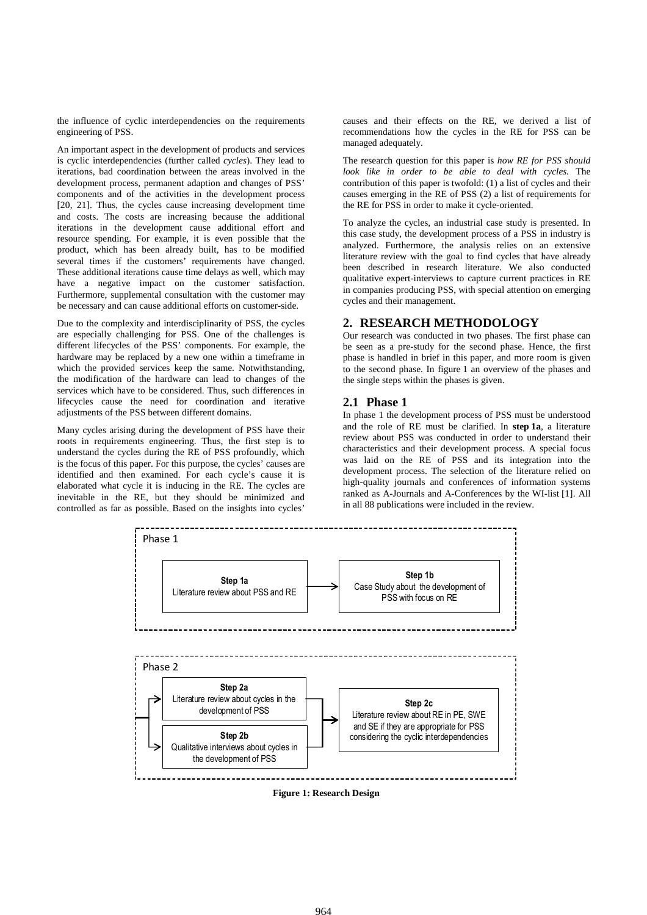the influence of cyclic interdependencies on the requirements engineering of PSS.

An important aspect in the development of products and services is cyclic interdependencies (further called *cycles*). They lead to iterations, bad coordination between the areas involved in the development process, permanent adaption and changes of PSS' components and of the activities in the development process [20, 21]. Thus, the cycles cause increasing development time and costs. The costs are increasing because the additional iterations in the development cause additional effort and resource spending. For example, it is even possible that the product, which has been already built, has to be modified several times if the customers' requirements have changed. These additional iterations cause time delays as well, which may have a negative impact on the customer satisfaction. Furthermore, supplemental consultation with the customer may be necessary and can cause additional efforts on customer-side.

Due to the complexity and interdisciplinarity of PSS, the cycles are especially challenging for PSS. One of the challenges is different lifecycles of the PSS' components. For example, the hardware may be replaced by a new one within a timeframe in which the provided services keep the same. Notwithstanding, the modification of the hardware can lead to changes of the services which have to be considered. Thus, such differences in lifecycles cause the need for coordination and iterative adjustments of the PSS between different domains.

Many cycles arising during the development of PSS have their roots in requirements engineering. Thus, the first step is to understand the cycles during the RE of PSS profoundly, which is the focus of this paper. For this purpose, the cycles' causes are identified and then examined. For each cycle's cause it is elaborated what cycle it is inducing in the RE. The cycles are inevitable in the RE, but they should be minimized and controlled as far as possible. Based on the insights into cycles' causes and their effects on the RE, we derived a list of recommendations how the cycles in the RE for PSS can be managed adequately.

The research question for this paper is *how RE for PSS should look like in order to be able to deal with cycles.* The contribution of this paper is twofold: (1) a list of cycles and their causes emerging in the RE of PSS (2) a list of requirements for the RE for PSS in order to make it cycle-oriented.

To analyze the cycles, an industrial case study is presented. In this case study, the development process of a PSS in industry is analyzed. Furthermore, the analysis relies on an extensive literature review with the goal to find cycles that have already been described in research literature. We also conducted qualitative expert-interviews to capture current practices in RE in companies producing PSS, with special attention on emerging cycles and their management.

## 2. RESEARCH METHODOLOGY

Our research was conducted in two phases. The first phase can be seen as a pre-study for the second phase. Hence, the first phase is handled in brief in this paper, and more room is given to the second phase. In figure 1 an overview of the phases and the single steps within the phases is given.

### 2.1 Phase 1

In phase 1 the development process of PSS must be understood and the role of RE must be clarified. In **step 1a**, a literature review about PSS was conducted in order to understand their characteristics and their development process. A special focus was laid on the RE of PSS and its integration into the development process. The selection of the literature relied on high-quality journals and conferences of information systems ranked as A-Journals and A-Conferences by the WI-list [1]. All in all 88 publications were included in the review.

Phase 1

Step 1a
Literature review about PSS and RE

Step 1b
Case Study about the development of PSS with focus on RE

Phase 2

Step 2a
Literature review about cycles in the development of PSS

Step 2b
Qualitative interviews about cycles in the development of PSS

Step 2c
Literature review about RE in PE, SWE and SE if they are appropriate for PSS considering the cyclic interdependencies

**Figure 1: Research Design**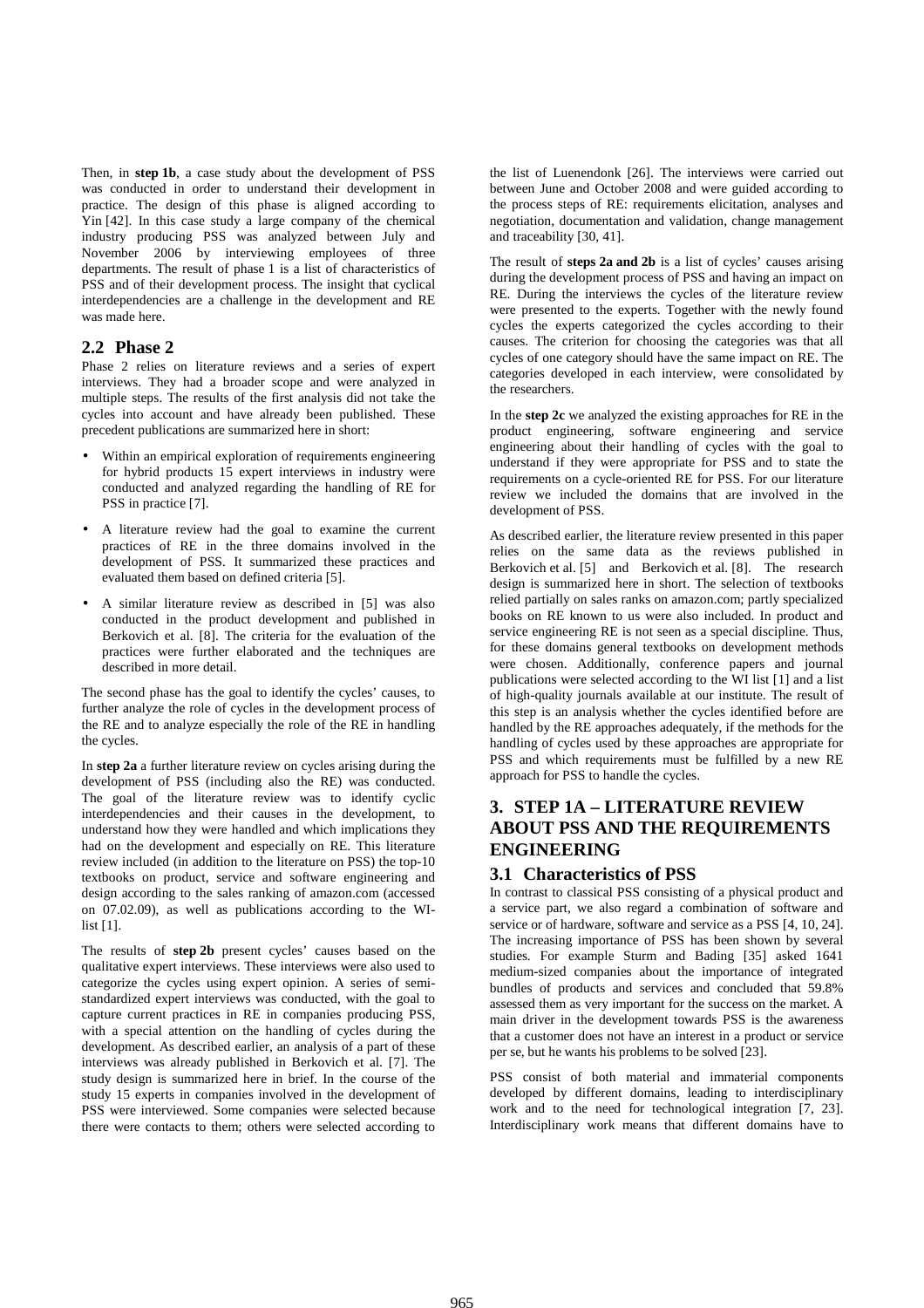Then, in **step 1b**, a case study about the development of PSS was conducted in order to understand their development in practice. The design of this phase is aligned according to Yin [42]. In this case study a large company of the chemical industry producing PSS was analyzed between July and November 2006 by interviewing employees of three departments. The result of phase 1 is a list of characteristics of PSS and of their development process. The insight that cyclical interdependencies are a challenge in the development and RE was made here.

## 2.2 Phase 2

Phase 2 relies on literature reviews and a series of expert interviews. They had a broader scope and were analyzed in multiple steps. The results of the first analysis did not take the cycles into account and have already been published. These precedent publications are summarized here in short:

- Within an empirical exploration of requirements engineering for hybrid products 15 expert interviews in industry were conducted and analyzed regarding the handling of RE for PSS in practice [7].
- A literature review had the goal to examine the current practices of RE in the three domains involved in the development of PSS. It summarized these practices and evaluated them based on defined criteria [5].
- A similar literature review as described in [5] was also conducted in the product development and published in Berkovich et al. [8]. The criteria for the evaluation of the practices were further elaborated and the techniques are described in more detail.

The second phase has the goal to identify the cycles' causes, to further analyze the role of cycles in the development process of the RE and to analyze especially the role of the RE in handling the cycles.

In **step 2a** a further literature review on cycles arising during the development of PSS (including also the RE) was conducted. The goal of the literature review was to identify cyclic interdependencies and their causes in the development, to understand how they were handled and which implications they had on the development and especially on RE. This literature review included (in addition to the literature on PSS) the top-10 textbooks on product, service and software engineering and design according to the sales ranking of amazon.com (accessed on 07.02.09), as well as publications according to the WI-list [1].

The results of **step 2b** present cycles' causes based on the qualitative expert interviews. These interviews were also used to categorize the cycles using expert opinion. A series of semi-standardized expert interviews was conducted, with the goal to capture current practices in RE in companies producing PSS, with a special attention on the handling of cycles during the development. As described earlier, an analysis of a part of these interviews was already published in Berkovich et al. [7]. The study design is summarized here in brief. In the course of the study 15 experts in companies involved in the development of PSS were interviewed. Some companies were selected because there were contacts to them; others were selected according to the list of Luenendonk [26]. The interviews were carried out between June and October 2008 and were guided according to the process steps of RE: requirements elicitation, analyses and negotiation, documentation and validation, change management and traceability [30, 41].

The result of **steps 2a and 2b** is a list of cycles' causes arising during the development process of PSS and having an impact on RE. During the interviews the cycles of the literature review were presented to the experts. Together with the newly found cycles the experts categorized the cycles according to their causes. The criterion for choosing the categories was that all cycles of one category should have the same impact on RE. The categories developed in each interview, were consolidated by the researchers.

In the **step 2c** we analyzed the existing approaches for RE in the product engineering, software engineering and service engineering about their handling of cycles with the goal to understand if they were appropriate for PSS and to state the requirements on a cycle-oriented RE for PSS. For our literature review we included the domains that are involved in the development of PSS.

As described earlier, the literature review presented in this paper relies on the same data as the reviews published in Berkovich et al. [5] and Berkovich et al. [8]. The research design is summarized here in short. The selection of textbooks relied partially on sales ranks on amazon.com; partly specialized books on RE known to us were also included. In product and service engineering RE is not seen as a special discipline. Thus, for these domains general textbooks on development methods were chosen. Additionally, conference papers and journal publications were selected according to the WI list [1] and a list of high-quality journals available at our institute. The result of this step is an analysis whether the cycles identified before are handled by the RE approaches adequately, if the methods for the handling of cycles used by these approaches are appropriate for PSS and which requirements must be fulfilled by a new RE approach for PSS to handle the cycles.

# 3. STEP 1A – LITERATURE REVIEW ABOUT PSS AND THE REQUIREMENTS ENGINEERING

## 3.1 Characteristics of PSS

In contrast to classical PSS consisting of a physical product and a service part, we also regard a combination of software and service or of hardware, software and service as a PSS [4, 10, 24]. The increasing importance of PSS has been shown by several studies. For example Sturm and Bading [35] asked 1641 medium-sized companies about the importance of integrated bundles of products and services and concluded that 59.8% assessed them as very important for the success on the market. A main driver in the development towards PSS is the awareness that a customer does not have an interest in a product or service per se, but he wants his problems to be solved [23].

PSS consist of both material and immaterial components developed by different domains, leading to interdisciplinary work and to the need for technological integration [7, 23]. Interdisciplinary work means that different domains have to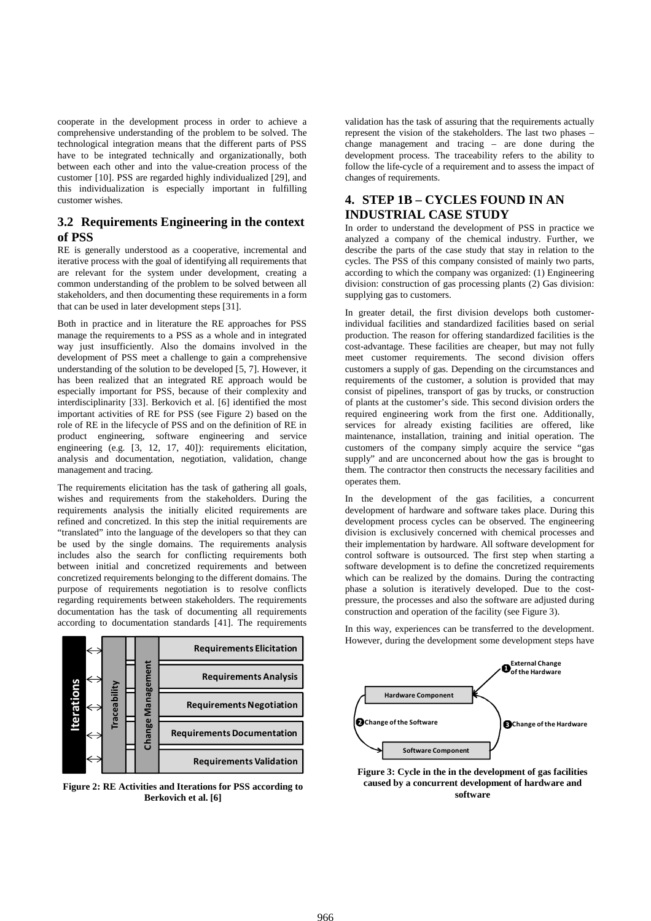cooperate in the development process in order to achieve a comprehensive understanding of the problem to be solved. The technological integration means that the different parts of PSS have to be integrated technically and organizationally, both between each other and into the value-creation process of the customer [10]. PSS are regarded highly individualized [29], and this individualization is especially important in fulfilling customer wishes.

## 3.2 Requirements Engineering in the context of PSS

RE is generally understood as a cooperative, incremental and iterative process with the goal of identifying all requirements that are relevant for the system under development, creating a common understanding of the problem to be solved between all stakeholders, and then documenting these requirements in a form that can be used in later development steps [31].

Both in practice and in literature the RE approaches for PSS manage the requirements to a PSS as a whole and in integrated way just insufficiently. Also the domains involved in the development of PSS meet a challenge to gain a comprehensive understanding of the solution to be developed [5, 7]. However, it has been realized that an integrated RE approach would be especially important for PSS, because of their complexity and interdisciplinarity [33]. Berkovich et al. [6] identified the most important activities of RE for PSS (see Figure 2) based on the role of RE in the lifecycle of PSS and on the definition of RE in product engineering, software engineering and service engineering (e.g. [3, 12, 17, 40]): requirements elicitation, analysis and documentation, negotiation, validation, change management and tracing.

The requirements elicitation has the task of gathering all goals, wishes and requirements from the stakeholders. During the requirements analysis the initially elicited requirements are refined and concretized. In this step the initial requirements are "translated" into the language of the developers so that they can be used by the single domains. The requirements analysis includes also the search for conflicting requirements both between initial and concretized requirements and between concretized requirements belonging to the different domains. The purpose of requirements negotiation is to resolve conflicts regarding requirements between stakeholders. The requirements documentation has the task of documenting all requirements according to documentation standards [41]. The requirements

Iterations
Traceability
Change Management
Requirements Elicitation
Requirements Analysis
Requirements Negotiation
Requirements Documentation
Requirements Validation

**Figure 2: RE Activities and Iterations for PSS according to Berkovich et al. [6]**

validation has the task of assuring that the requirements actually represent the vision of the stakeholders. The last two phases – change management and tracing – are done during the development process. The traceability refers to the ability to follow the life-cycle of a requirement and to assess the impact of changes of requirements.

# 4. STEP 1B – CYCLES FOUND IN AN INDUSTRIAL CASE STUDY

In order to understand the development of PSS in practice we analyzed a company of the chemical industry. Further, we describe the parts of the case study that stay in relation to the cycles. The PSS of this company consisted of mainly two parts, according to which the company was organized: (1) Engineering division: construction of gas processing plants (2) Gas division: supplying gas to customers.

In greater detail, the first division develops both customer-individual facilities and standardized facilities based on serial production. The reason for offering standardized facilities is the cost-advantage. These facilities are cheaper, but may not fully meet customer requirements. The second division offers customers a supply of gas. Depending on the circumstances and requirements of the customer, a solution is provided that may consist of pipelines, transport of gas by trucks, or construction of plants at the customer's side. This second division orders the required engineering work from the first one. Additionally, services for already existing facilities are offered, like maintenance, installation, training and initial operation. The customers of the company simply acquire the service "gas supply" and are unconcerned about how the gas is brought to them. The contractor then constructs the necessary facilities and operates them.

In the development of the gas facilities, a concurrent development of hardware and software takes place. During this development process cycles can be observed. The engineering division is exclusively concerned with chemical processes and their implementation by hardware. All software development for control software is outsourced. The first step when starting a software development is to define the concretized requirements which can be realized by the domains. During the contracting phase a solution is iteratively developed. Due to the cost-pressure, the processes and also the software are adjusted during construction and operation of the facility (see Figure 3).

In this way, experiences can be transferred to the development. However, during the development some development steps have

1 External Change of the Hardware
Hardware Component
2 Change of the Software
3 Change of the Hardware
Software Component

**Figure 3: Cycle in the in the development of gas facilities caused by a concurrent development of hardware and software**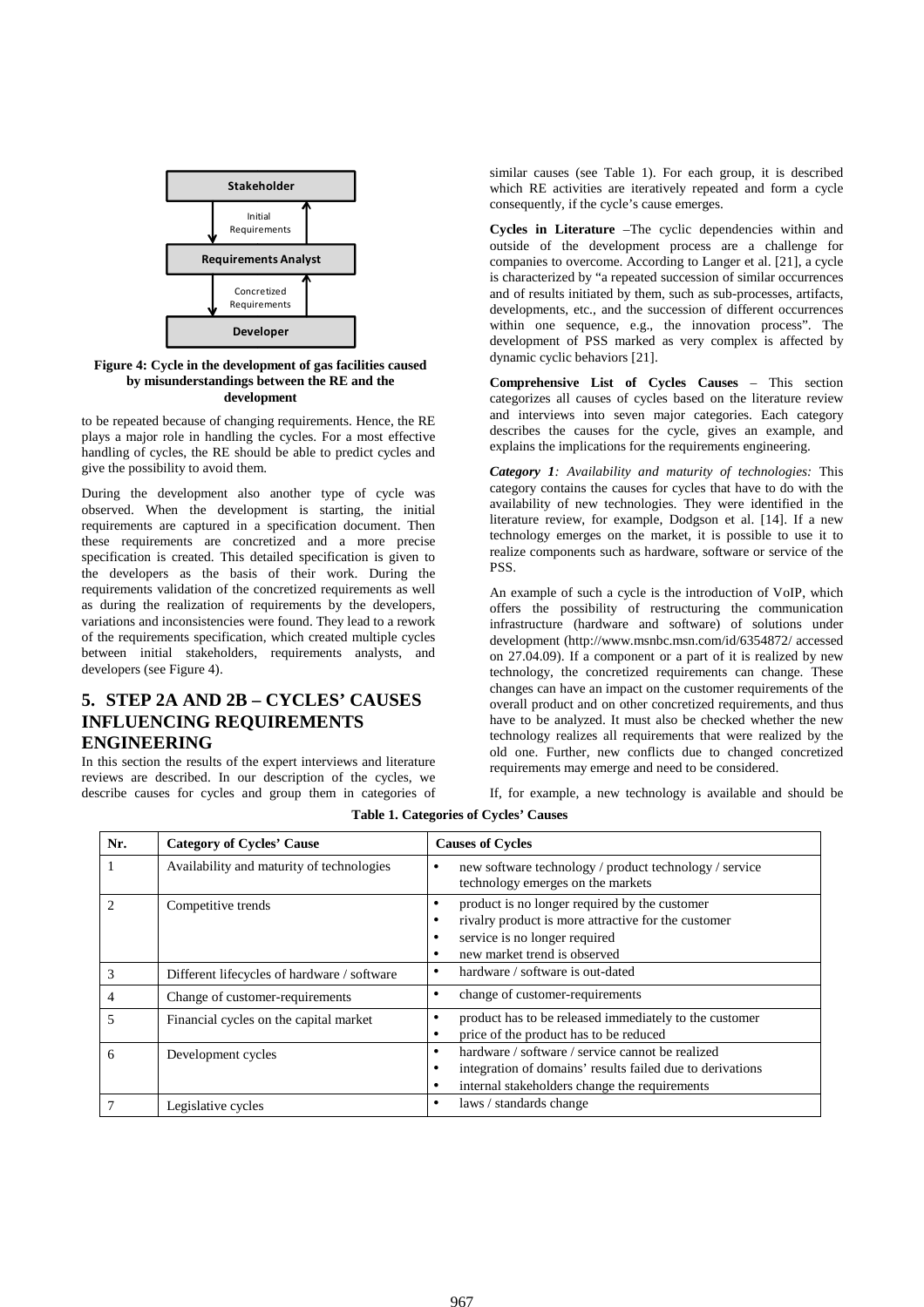Stakeholder

Initial Requirements

Requirements Analyst

Concretized Requirements

Developer

**Figure 4: Cycle in the development of gas facilities caused by misunderstandings between the RE and the development**

to be repeated because of changing requirements. Hence, the RE plays a major role in handling the cycles. For a most effective handling of cycles, the RE should be able to predict cycles and give the possibility to avoid them.

During the development also another type of cycle was observed. When the development is starting, the initial requirements are captured in a specification document. Then these requirements are concretized and a more precise specification is created. This detailed specification is given to the developers as the basis of their work. During the requirements validation of the concretized requirements as well as during the realization of requirements by the developers, variations and inconsistencies were found. They lead to a rework of the requirements specification, which created multiple cycles between initial stakeholders, requirements analysts, and developers (see Figure 4).

## 5. STEP 2A AND 2B – CYCLES' CAUSES INFLUENCING REQUIREMENTS ENGINEERING

In this section the results of the expert interviews and literature reviews are described. In our description of the cycles, we describe causes for cycles and group them in categories of similar causes (see Table 1). For each group, it is described which RE activities are iteratively repeated and form a cycle consequently, if the cycle's cause emerges.

**Cycles in Literature** –The cyclic dependencies within and outside of the development process are a challenge for companies to overcome. According to Langer et al. [21], a cycle is characterized by "a repeated succession of similar occurrences and of results initiated by them, such as sub-processes, artifacts, developments, etc., and the succession of different occurrences within one sequence, e.g., the innovation process". The development of PSS marked as very complex is affected by dynamic cyclic behaviors [21].

**Comprehensive List of Cycles Causes** – This section categorizes all causes of cycles based on the literature review and interviews into seven major categories. Each category describes the causes for the cycle, gives an example, and explains the implications for the requirements engineering.

***Category 1**: Availability and maturity of technologies:* This category contains the causes for cycles that have to do with the availability of new technologies. They were identified in the literature review, for example, Dodgson et al. [14]. If a new technology emerges on the market, it is possible to use it to realize components such as hardware, software or service of the PSS.

An example of such a cycle is the introduction of VoIP, which offers the possibility of restructuring the communication infrastructure (hardware and software) of solutions under development (http://www.msnbc.msn.com/id/6354872/ accessed on 27.04.09). If a component or a part of it is realized by new technology, the concretized requirements can change. These changes can have an impact on the customer requirements of the overall product and on other concretized requirements, and thus have to be analyzed. It must also be checked whether the new technology realizes all requirements that were realized by the old one. Further, new conflicts due to changed concretized requirements may emerge and need to be considered.

If, for example, a new technology is available and should be

**Table 1. Categories of Cycles' Causes**

| Nr. | Category of Cycles' Cause | Causes of Cycles |
|---|---|---|
| 1 | Availability and maturity of technologies | • new software technology / product technology / service technology emerges on the markets |
| 2 | Competitive trends | • product is no longer required by the customer<br>• rivalry product is more attractive for the customer<br>• service is no longer required<br>• new market trend is observed |
| 3 | Different lifecycles of hardware / software | • hardware / software is out-dated |
| 4 | Change of customer-requirements | • change of customer-requirements |
| 5 | Financial cycles on the capital market | • product has to be released immediately to the customer<br>• price of the product has to be reduced |
| 6 | Development cycles | • hardware / software / service cannot be realized<br>• integration of domains' results failed due to derivations<br>• internal stakeholders change the requirements |
| 7 | Legislative cycles | • laws / standards change |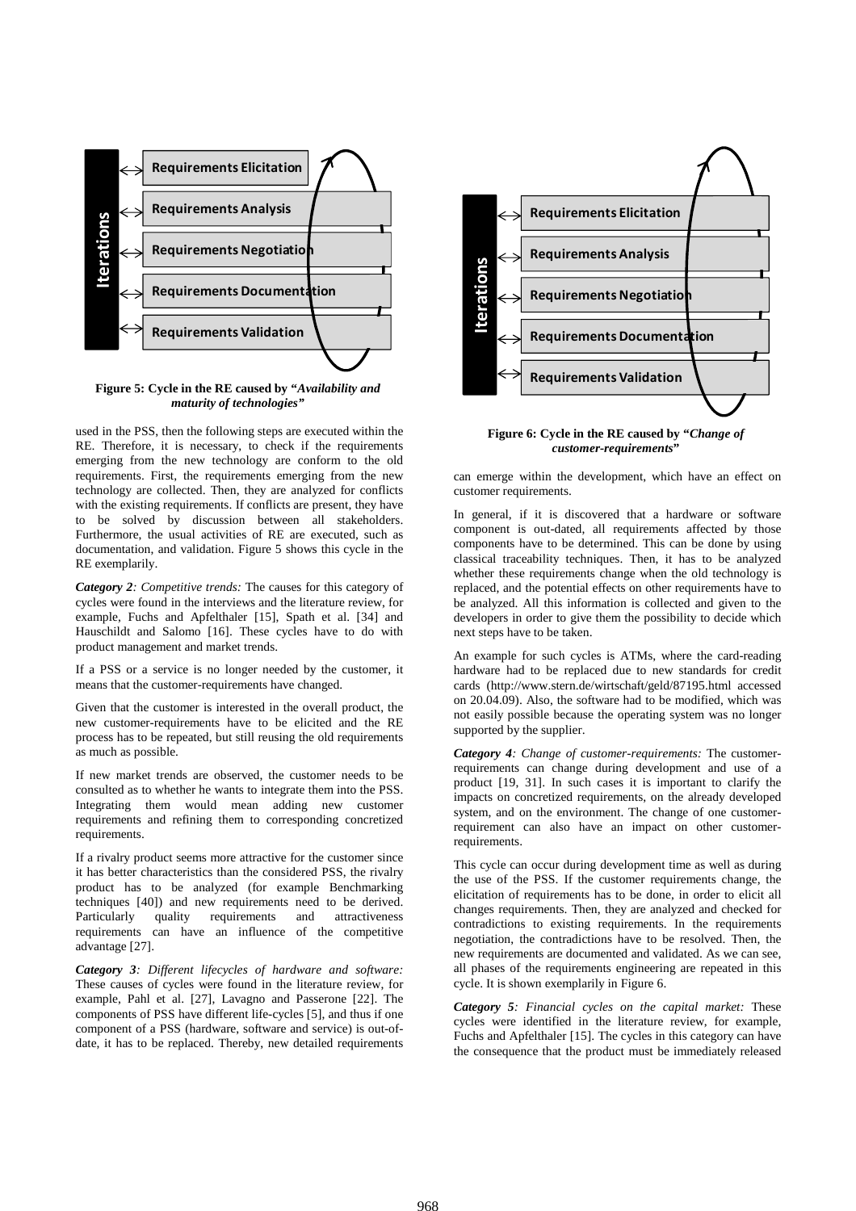Iterations

Requirements Elicitation

Requirements Analysis

Requirements Negotiation

Requirements Documentation

Requirements Validation

**Figure 5: Cycle in the RE caused by "*Availability and maturity of technologies*"**

used in the PSS, then the following steps are executed within the RE. Therefore, it is necessary, to check if the requirements emerging from the new technology are conform to the old requirements. First, the requirements emerging from the new technology are collected. Then, they are analyzed for conflicts with the existing requirements. If conflicts are present, they have to be solved by discussion between all stakeholders. Furthermore, the usual activities of RE are executed, such as documentation, and validation. Figure 5 shows this cycle in the RE exemplarily.

***Category 2**: Competitive trends:* The causes for this category of cycles were found in the interviews and the literature review, for example, Fuchs and Apfelthaler [15], Spath et al. [34] and Hauschildt and Salomo [16]. These cycles have to do with product management and market trends.

If a PSS or a service is no longer needed by the customer, it means that the customer-requirements have changed.

Given that the customer is interested in the overall product, the new customer-requirements have to be elicited and the RE process has to be repeated, but still reusing the old requirements as much as possible.

If new market trends are observed, the customer needs to be consulted as to whether he wants to integrate them into the PSS. Integrating them would mean adding new customer requirements and refining them to corresponding concretized requirements.

If a rivalry product seems more attractive for the customer since it has better characteristics than the considered PSS, the rivalry product has to be analyzed (for example Benchmarking techniques [40]) and new requirements need to be derived. Particularly quality requirements and attractiveness requirements can have an influence of the competitive advantage [27].

***Category 3**: Different lifecycles of hardware and software:* These causes of cycles were found in the literature review, for example, Pahl et al. [27], Lavagno and Passerone [22]. The components of PSS have different life-cycles [5], and thus if one component of a PSS (hardware, software and service) is out-of-date, it has to be replaced. Thereby, new detailed requirements can emerge within the development, which have an effect on customer requirements.

In general, if it is discovered that a hardware or software component is out-dated, all requirements affected by those components have to be determined. This can be done by using classical traceability techniques. Then, it has to be analyzed whether these requirements change when the old technology is replaced, and the potential effects on other requirements have to be analyzed. All this information is collected and given to the developers in order to give them the possibility to decide which next steps have to be taken.

An example for such cycles is ATMs, where the card-reading hardware had to be replaced due to new standards for credit cards (http://www.stern.de/wirtschaft/geld/87195.html accessed on 20.04.09). Also, the software had to be modified, which was not easily possible because the operating system was no longer supported by the supplier.

Iterations

Requirements Elicitation

Requirements Analysis

Requirements Negotiation

Requirements Documentation

Requirements Validation

**Figure 6: Cycle in the RE caused by "*Change of customer-requirements*"**

***Category 4**: Change of customer-requirements:* The customer-requirements can change during development and use of a product [19, 31]. In such cases it is important to clarify the impacts on concretized requirements, on the already developed system, and on the environment. The change of one customer-requirement can also have an impact on other customer-requirements.

This cycle can occur during development time as well as during the use of the PSS. If the customer requirements change, the elicitation of requirements has to be done, in order to elicit all changes requirements. Then, they are analyzed and checked for contradictions to existing requirements. In the requirements negotiation, the contradictions have to be resolved. Then, the new requirements are documented and validated. As we can see, all phases of the requirements engineering are repeated in this cycle. It is shown exemplarily in Figure 6.

***Category 5**: Financial cycles on the capital market:* These cycles were identified in the literature review, for example, Fuchs and Apfelthaler [15]. The cycles in this category can have the consequence that the product must be immediately released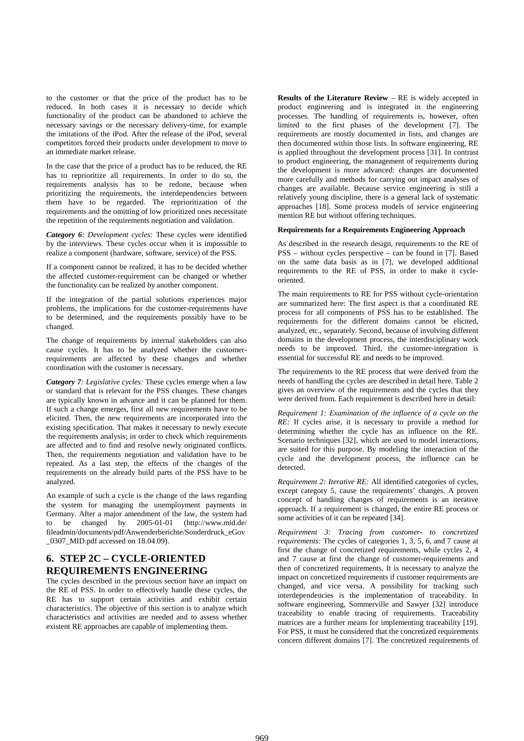to the customer or that the price of the product has to be reduced. In both cases it is necessary to decide which functionality of the product can be abandoned to achieve the necessary savings or the necessary delivery-time, for example the imitations of the iPod. After the release of the iPod, several competitors forced their products under development to move to an immediate market release.

In the case that the price of a product has to be reduced, the RE has to reprioritize all requirements. In order to do so, the requirements analysis has to be redone, because when prioritizing the requirements, the interdependencies between them have to be regarded. The reprioritization of the requirements and the omitting of low prioritized ones necessitate the repetition of the requirements negotiation and validation.

***Category 6****: Development cycles:* These cycles were identified by the interviews. These cycles occur when it is impossible to realize a component (hardware, software, service) of the PSS.

If a component cannot be realized, it has to be decided whether the affected customer-requirement can be changed or whether the functionality can be realized by another component.

If the integration of the partial solutions experiences major problems, the implications for the customer-requirements have to be determined, and the requirements possibly have to be changed.

The change of requirements by internal stakeholders can also cause cycles. It has to be analyzed whether the customer-requirements are affected by these changes and whether coordination with the customer is necessary.

***Category 7****: Legislative cycles:* These cycles emerge when a law or standard that is relevant for the PSS changes. These changes are typically known in advance and it can be planned for them. If such a change emerges, first all new requirements have to be elicited. Then, the new requirements are incorporated into the existing specification. That makes it necessary to newly execute the requirements analysis; in order to check which requirements are affected and to find and resolve newly originated conflicts. Then, the requirements negotiation and validation have to be repeated. As a last step, the effects of the changes of the requirements on the already build parts of the PSS have to be analyzed.

An example of such a cycle is the change of the laws regarding the system for managing the unemployment payments in Germany. After a major amendment of the law, the system had to be changed by 2005-01-01 (http://www.mid.de/fileadmin/documents/pdf/Anwenderberichte/Sonderdruck_eGov_0307_MID.pdf accessed on 18.04.09).

## 6. STEP 2C – CYCLE-ORIENTED REQUIREMENTS ENGINEERING

The cycles described in the previous section have an impact on the RE of PSS. In order to effectively handle these cycles, the RE has to support certain activities and exhibit certain characteristics. The objective of this section is to analyze which characteristics and activities are needed and to assess whether existent RE approaches are capable of implementing them.

**Results of the Literature Review** – RE is widely accepted in product engineering and is integrated in the engineering processes. The handling of requirements is, however, often limited to the first phases of the development [7]. The requirements are mostly documented in lists, and changes are then documented within those lists. In software engineering, RE is applied throughout the development process [31]. In contrast to product engineering, the management of requirements during the development is more advanced: changes are documented more carefully and methods for carrying out impact analyses of changes are available. Because service engineering is still a relatively young discipline, there is a general lack of systematic approaches [18]. Some process models of service engineering mention RE but without offering techniques.

**Requirements for a Requirements Engineering Approach**

As described in the research design, requirements to the RE of PSS – without cycles perspective – can be found in [7]. Based on the same data basis as in [7], we developed additional requirements to the RE of PSS, in order to make it cycle-oriented.

The main requirements to RE for PSS without cycle-orientation are summarized here: The first aspect is that a coordinated RE process for all components of PSS has to be established. The requirements for the different domains cannot be elicited, analyzed, etc., separately. Second, because of involving different domains in the development process, the interdisciplinary work needs to be improved. Third, the customer-integration is essential for successful RE and needs to be improved.

The requirements to the RE process that were derived from the needs of handling the cycles are described in detail here. Table 2 gives an overview of the requirements and the cycles that they were derived from. Each requirement is described here in detail:

*Requirement 1: Examination of the influence of a cycle on the RE:* If cycles arise, it is necessary to provide a method for determining whether the cycle has an influence on the RE. Scenario techniques [32], which are used to model interactions, are suited for this purpose. By modeling the interaction of the cycle and the development process, the influence can be detected.

*Requirement 2: Iterative RE:* All identified categories of cycles, except category 5, cause the requirements' changes. A proven concept of handling changes of requirements is an iterative approach. If a requirement is changed, the entire RE process or some activities of it can be repeated [34].

*Requirement 3: Tracing from customer- to concretized requirements:* The cycles of categories 1, 3, 5, 6, and 7 cause at first the change of concretized requirements, while cycles 2, 4 and 7 cause at first the change of customer-requirements and then of concretized requirements. It is necessary to analyze the impact on concretized requirements if customer requirements are changed, and vice versa. A possibility for tracking such interdependencies is the implementation of traceability. In software engineering, Sommerville and Sawyer [32] introduce traceability to enable tracing of requirements. Traceability matrices are a further means for implementing traceability [19]. For PSS, it must be considered that the concretized requirements concern different domains [7]. The concretized requirements of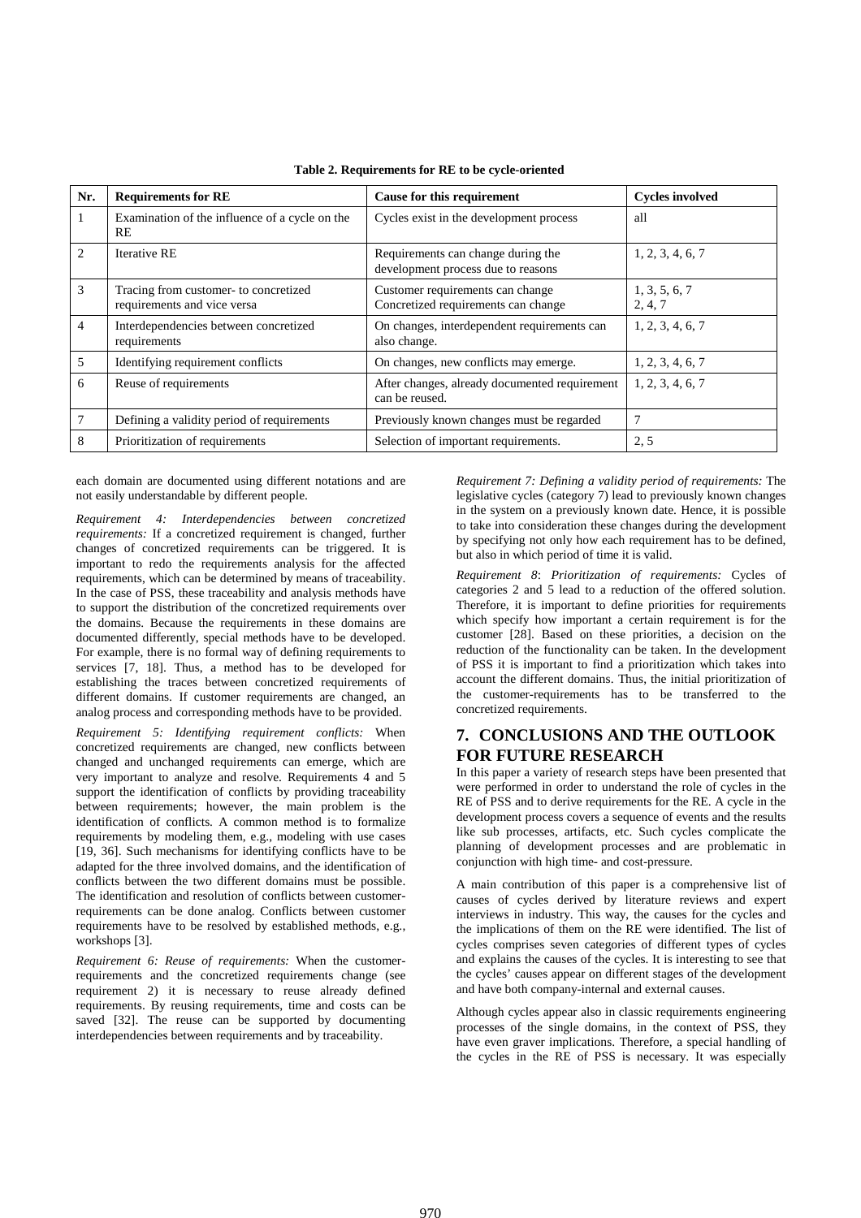**Table 2. Requirements for RE to be cycle-oriented**

| Nr. | Requirements for RE | Cause for this requirement | Cycles involved |
|---|---|---|---|
| 1 | Examination of the influence of a cycle on the RE | Cycles exist in the development process | all |
| 2 | Iterative RE | Requirements can change during the development process due to reasons | 1, 2, 3, 4, 6, 7 |
| 3 | Tracing from customer- to concretized requirements and vice versa | Customer requirements can change<br>Concretized requirements can change | 1, 3, 5, 6, 7<br>2, 4, 7 |
| 4 | Interdependencies between concretized requirements | On changes, interdependent requirements can also change. | 1, 2, 3, 4, 6, 7 |
| 5 | Identifying requirement conflicts | On changes, new conflicts may emerge. | 1, 2, 3, 4, 6, 7 |
| 6 | Reuse of requirements | After changes, already documented requirement can be reused. | 1, 2, 3, 4, 6, 7 |
| 7 | Defining a validity period of requirements | Previously known changes must be regarded | 7 |
| 8 | Prioritization of requirements | Selection of important requirements. | 2, 5 |

each domain are documented using different notations and are not easily understandable by different people.

*Requirement 4: Interdependencies between concretized requirements:* If a concretized requirement is changed, further changes of concretized requirements can be triggered. It is important to redo the requirements analysis for the affected requirements, which can be determined by means of traceability. In the case of PSS, these traceability and analysis methods have to support the distribution of the concretized requirements over the domains. Because the requirements in these domains are documented differently, special methods have to be developed. For example, there is no formal way of defining requirements to services [7, 18]. Thus, a method has to be developed for establishing the traces between concretized requirements of different domains. If customer requirements are changed, an analog process and corresponding methods have to be provided.

*Requirement 5: Identifying requirement conflicts:* When concretized requirements are changed, new conflicts between changed and unchanged requirements can emerge, which are very important to analyze and resolve. Requirements 4 and 5 support the identification of conflicts by providing traceability between requirements; however, the main problem is the identification of conflicts. A common method is to formalize requirements by modeling them, e.g., modeling with use cases [19, 36]. Such mechanisms for identifying conflicts have to be adapted for the three involved domains, and the identification of conflicts between the two different domains must be possible. The identification and resolution of conflicts between customer-requirements can be done analog. Conflicts between customer requirements have to be resolved by established methods, e.g., workshops [3].

*Requirement 6: Reuse of requirements:* When the customer-requirements and the concretized requirements change (see requirement 2) it is necessary to reuse already defined requirements. By reusing requirements, time and costs can be saved [32]. The reuse can be supported by documenting interdependencies between requirements and by traceability.

*Requirement 7: Defining a validity period of requirements:* The legislative cycles (category 7) lead to previously known changes in the system on a previously known date. Hence, it is possible to take into consideration these changes during the development by specifying not only how each requirement has to be defined, but also in which period of time it is valid.

*Requirement 8: Prioritization of requirements:* Cycles of categories 2 and 5 lead to a reduction of the offered solution. Therefore, it is important to define priorities for requirements which specify how important a certain requirement is for the customer [28]. Based on these priorities, a decision on the reduction of the functionality can be taken. In the development of PSS it is important to find a prioritization which takes into account the different domains. Thus, the initial prioritization of the customer-requirements has to be transferred to the concretized requirements.

## 7. CONCLUSIONS AND THE OUTLOOK FOR FUTURE RESEARCH

In this paper a variety of research steps have been presented that were performed in order to understand the role of cycles in the RE of PSS and to derive requirements for the RE. A cycle in the development process covers a sequence of events and the results like sub processes, artifacts, etc. Such cycles complicate the planning of development processes and are problematic in conjunction with high time- and cost-pressure.

A main contribution of this paper is a comprehensive list of causes of cycles derived by literature reviews and expert interviews in industry. This way, the causes for the cycles and the implications of them on the RE were identified. The list of cycles comprises seven categories of different types of cycles and explains the causes of the cycles. It is interesting to see that the cycles' causes appear on different stages of the development and have both company-internal and external causes.

Although cycles appear also in classic requirements engineering processes of the single domains, in the context of PSS, they have even graver implications. Therefore, a special handling of the cycles in the RE of PSS is necessary. It was especially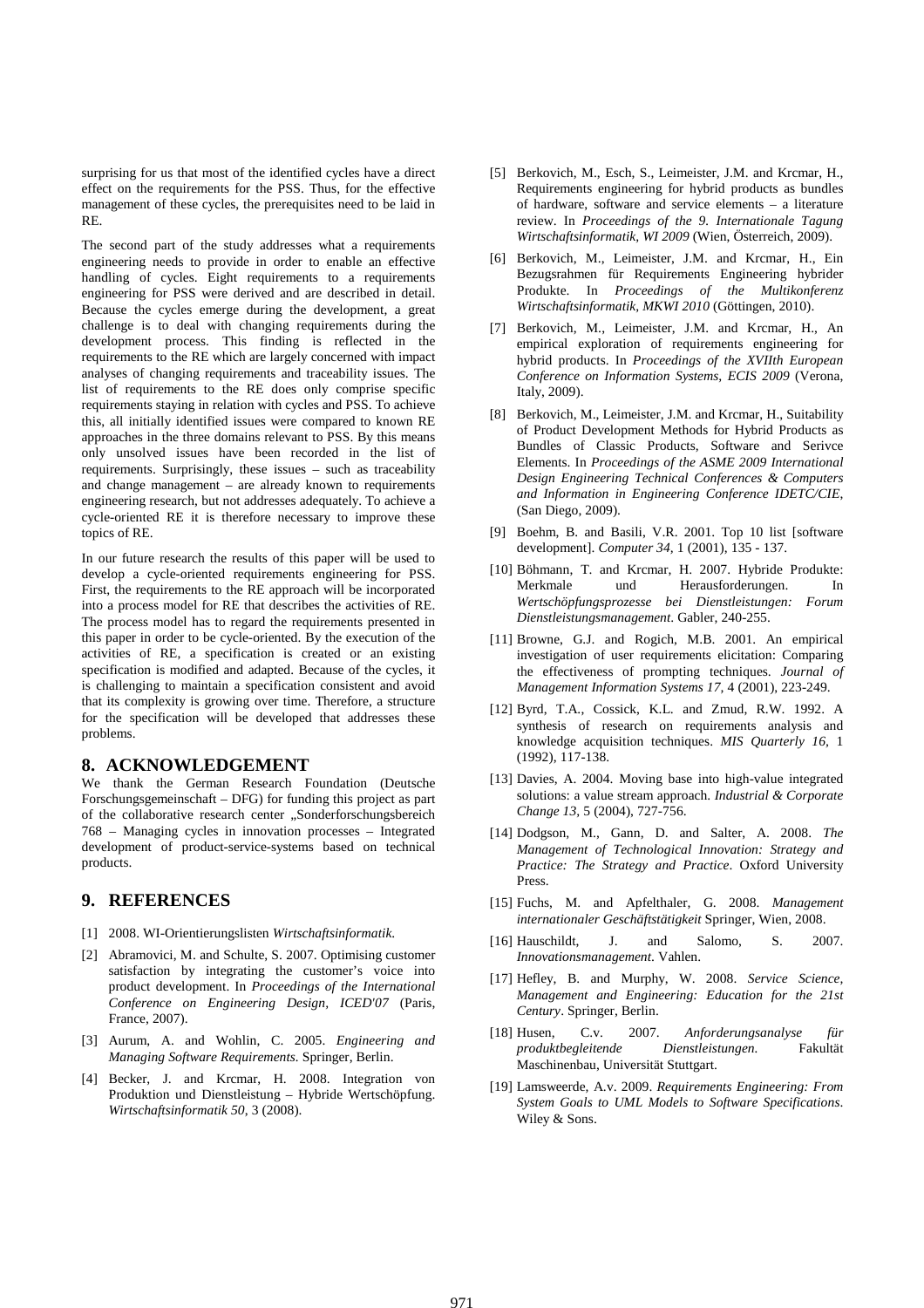surprising for us that most of the identified cycles have a direct effect on the requirements for the PSS. Thus, for the effective management of these cycles, the prerequisites need to be laid in RE.

The second part of the study addresses what a requirements engineering needs to provide in order to enable an effective handling of cycles. Eight requirements to a requirements engineering for PSS were derived and are described in detail. Because the cycles emerge during the development, a great challenge is to deal with changing requirements during the development process. This finding is reflected in the requirements to the RE which are largely concerned with impact analyses of changing requirements and traceability issues. The list of requirements to the RE does only comprise specific requirements staying in relation with cycles and PSS. To achieve this, all initially identified issues were compared to known RE approaches in the three domains relevant to PSS. By this means only unsolved issues have been recorded in the list of requirements. Surprisingly, these issues – such as traceability and change management – are already known to requirements engineering research, but not addresses adequately. To achieve a cycle-oriented RE it is therefore necessary to improve these topics of RE.

In our future research the results of this paper will be used to develop a cycle-oriented requirements engineering for PSS. First, the requirements to the RE approach will be incorporated into a process model for RE that describes the activities of RE. The process model has to regard the requirements presented in this paper in order to be cycle-oriented. By the execution of the activities of RE, a specification is created or an existing specification is modified and adapted. Because of the cycles, it is challenging to maintain a specification consistent and avoid that its complexity is growing over time. Therefore, a structure for the specification will be developed that addresses these problems.

## 8. ACKNOWLEDGEMENT

We thank the German Research Foundation (Deutsche Forschungsgemeinschaft – DFG) for funding this project as part of the collaborative research center „Sonderforschungsbereich 768 – Managing cycles in innovation processes – Integrated development of product-service-systems based on technical products.

## 9. REFERENCES

[1] 2008. WI-Orientierungslisten *Wirtschaftsinformatik*.

[2] Abramovici, M. and Schulte, S. 2007. Optimising customer satisfaction by integrating the customer's voice into product development. In *Proceedings of the International Conference on Engineering Design, ICED'07* (Paris, France, 2007).

[3] Aurum, A. and Wohlin, C. 2005. *Engineering and Managing Software Requirements*. Springer, Berlin.

[4] Becker, J. and Krcmar, H. 2008. Integration von Produktion und Dienstleistung – Hybride Wertschöpfung. *Wirtschaftsinformatik 50*, 3 (2008).

[5] Berkovich, M., Esch, S., Leimeister, J.M. and Krcmar, H., Requirements engineering for hybrid products as bundles of hardware, software and service elements – a literature review. In *Proceedings of the 9. Internationale Tagung Wirtschaftsinformatik, WI 2009* (Wien, Österreich, 2009).

[6] Berkovich, M., Leimeister, J.M. and Krcmar, H., Ein Bezugsrahmen für Requirements Engineering hybrider Produkte. In *Proceedings of the Multikonferenz Wirtschaftsinformatik, MKWI 2010* (Göttingen, 2010).

[7] Berkovich, M., Leimeister, J.M. and Krcmar, H., An empirical exploration of requirements engineering for hybrid products. In *Proceedings of the XVIIth European Conference on Information Systems, ECIS 2009* (Verona, Italy, 2009).

[8] Berkovich, M., Leimeister, J.M. and Krcmar, H., Suitability of Product Development Methods for Hybrid Products as Bundles of Classic Products, Software and Serivce Elements. In *Proceedings of the ASME 2009 International Design Engineering Technical Conferences & Computers and Information in Engineering Conference IDETC/CIE*, (San Diego, 2009).

[9] Boehm, B. and Basili, V.R. 2001. Top 10 list [software development]. *Computer 34*, 1 (2001), 135 - 137.

[10] Böhmann, T. and Krcmar, H. 2007. Hybride Produkte: Merkmale und Herausforderungen. In *Wertschöpfungsprozesse bei Dienstleistungen: Forum Dienstleistungsmanagement*. Gabler, 240-255.

[11] Browne, G.J. and Rogich, M.B. 2001. An empirical investigation of user requirements elicitation: Comparing the effectiveness of prompting techniques. *Journal of Management Information Systems 17*, 4 (2001), 223-249.

[12] Byrd, T.A., Cossick, K.L. and Zmud, R.W. 1992. A synthesis of research on requirements analysis and knowledge acquisition techniques. *MIS Quarterly 16*, 1 (1992), 117-138.

[13] Davies, A. 2004. Moving base into high-value integrated solutions: a value stream approach. *Industrial & Corporate Change 13*, 5 (2004), 727-756.

[14] Dodgson, M., Gann, D. and Salter, A. 2008. *The Management of Technological Innovation: Strategy and Practice: The Strategy and Practice*. Oxford University Press.

[15] Fuchs, M. and Apfelthaler, G. 2008. *Management internationaler Geschäftstätigkeit* Springer, Wien, 2008.

[16] Hauschildt, J. and Salomo, S. 2007. *Innovationsmanagement*. Vahlen.

[17] Hefley, B. and Murphy, W. 2008. *Service Science, Management and Engineering: Education for the 21st Century*. Springer, Berlin.

[18] Husen, C.v. 2007. *Anforderungsanalyse für produktbegleitende Dienstleistungen*. Fakultät Maschinenbau, Universität Stuttgart.

[19] Lamsweerde, A.v. 2009. *Requirements Engineering: From System Goals to UML Models to Software Specifications*. Wiley & Sons.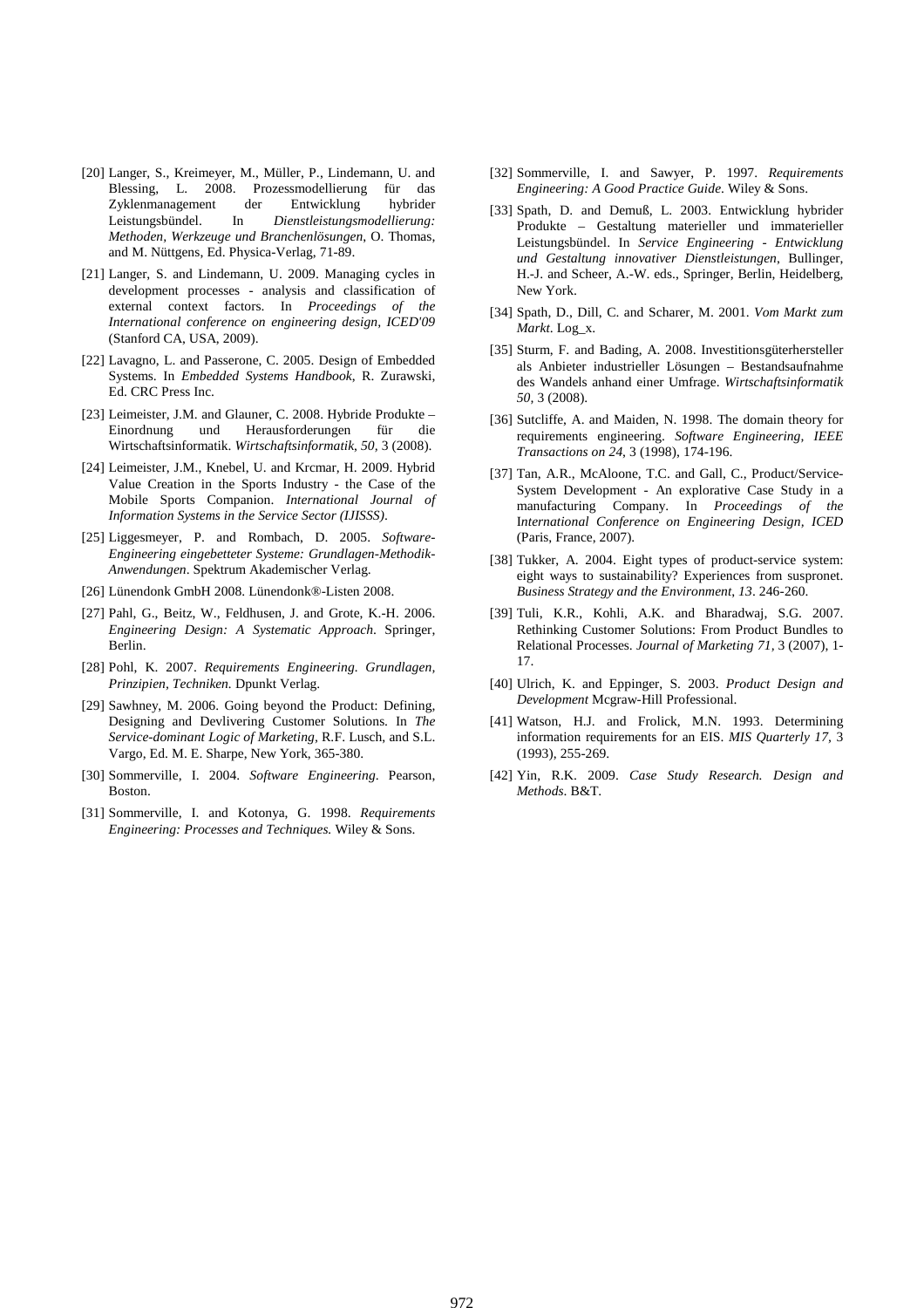[20] Langer, S., Kreimeyer, M., Müller, P., Lindemann, U. and Blessing, L. 2008. Prozessmodellierung für das Zyklenmanagement der Entwicklung hybrider Leistungsbündel. In *Dienstleistungsmodellierung: Methoden, Werkzeuge und Branchenlösungen*, O. Thomas, and M. Nüttgens, Ed. Physica-Verlag, 71-89.

[21] Langer, S. and Lindemann, U. 2009. Managing cycles in development processes - analysis and classification of external context factors. In *Proceedings of the International conference on engineering design, ICED'09* (Stanford CA, USA, 2009).

[22] Lavagno, L. and Passerone, C. 2005. Design of Embedded Systems. In *Embedded Systems Handbook*, R. Zurawski, Ed. CRC Press Inc.

[23] Leimeister, J.M. and Glauner, C. 2008. Hybride Produkte – Einordnung und Herausforderungen für die Wirtschaftsinformatik. *Wirtschaftsinformatik, 50*, 3 (2008).

[24] Leimeister, J.M., Knebel, U. and Krcmar, H. 2009. Hybrid Value Creation in the Sports Industry - the Case of the Mobile Sports Companion. *International Journal of Information Systems in the Service Sector (IJISSS)*.

[25] Liggesmeyer, P. and Rombach, D. 2005. *Software-Engineering eingebetteter Systeme: Grundlagen-Methodik-Anwendungen*. Spektrum Akademischer Verlag.

[26] Lünendonk GmbH 2008. Lünendonk®-Listen 2008.

[27] Pahl, G., Beitz, W., Feldhusen, J. and Grote, K.-H. 2006. *Engineering Design: A Systematic Approach*. Springer, Berlin.

[28] Pohl, K. 2007. *Requirements Engineering. Grundlagen, Prinzipien, Techniken.* Dpunkt Verlag.

[29] Sawhney, M. 2006. Going beyond the Product: Defining, Designing and Devlivering Customer Solutions. In *The Service-dominant Logic of Marketing*, R.F. Lusch, and S.L. Vargo, Ed. M. E. Sharpe, New York, 365-380.

[30] Sommerville, I. 2004. *Software Engineering*. Pearson, Boston.

[31] Sommerville, I. and Kotonya, G. 1998. *Requirements Engineering: Processes and Techniques.* Wiley & Sons.

[32] Sommerville, I. and Sawyer, P. 1997. *Requirements Engineering: A Good Practice Guide*. Wiley & Sons.

[33] Spath, D. and Demuß, L. 2003. Entwicklung hybrider Produkte – Gestaltung materieller und immaterieller Leistungsbündel. In *Service Engineering - Entwicklung und Gestaltung innovativer Dienstleistungen*, Bullinger, H.-J. and Scheer, A.-W. eds., Springer, Berlin, Heidelberg, New York.

[34] Spath, D., Dill, C. and Scharer, M. 2001. *Vom Markt zum Markt*. Log_x.

[35] Sturm, F. and Bading, A. 2008. Investitionsgüterhersteller als Anbieter industrieller Lösungen – Bestandsaufnahme des Wandels anhand einer Umfrage. *Wirtschaftsinformatik 50*, 3 (2008).

[36] Sutcliffe, A. and Maiden, N. 1998. The domain theory for requirements engineering. *Software Engineering, IEEE Transactions on 24*, 3 (1998), 174-196.

[37] Tan, A.R., McAloone, T.C. and Gall, C., Product/Service-System Development - An explorative Case Study in a manufacturing Company. In *Proceedings of the International Conference on Engineering Design, ICED* (Paris, France, 2007).

[38] Tukker, A. 2004. Eight types of product-service system: eight ways to sustainability? Experiences from suspronet. *Business Strategy and the Environment, 13*. 246-260.

[39] Tuli, K.R., Kohli, A.K. and Bharadwaj, S.G. 2007. Rethinking Customer Solutions: From Product Bundles to Relational Processes. *Journal of Marketing 71*, 3 (2007), 1-17.

[40] Ulrich, K. and Eppinger, S. 2003. *Product Design and Development* Mcgraw-Hill Professional.

[41] Watson, H.J. and Frolick, M.N. 1993. Determining information requirements for an EIS. *MIS Quarterly 17*, 3 (1993), 255-269.

[42] Yin, R.K. 2009. *Case Study Research. Design and Methods*. B&T.